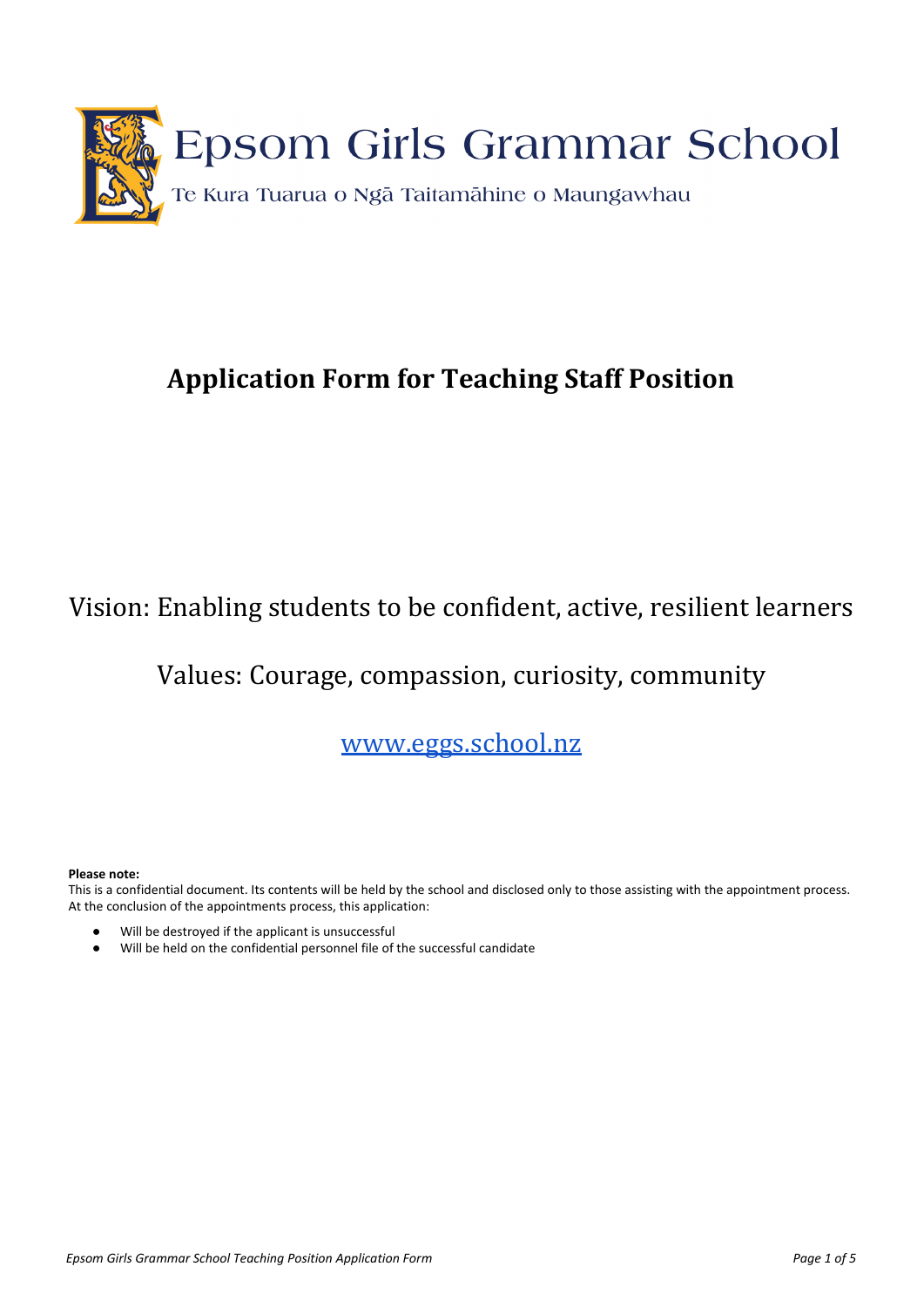Epsom Girls Grammar School

Te Kura Tuarua o Ngā Taitamāhine o Maungawhau

# Application Form for Teaching Staff Position

Vision: Enabling students to be confident, active, resilient learners

Values: Courage, compassion, curiosity, community

[www.eggs.school.nz](http://www.eggs.school.nz)

**Please note:**
This is a confidential document. Its contents will be held by the school and disclosed only to those assisting with the appointment process. At the conclusion of the appointments process, this application:

- Will be destroyed if the applicant is unsuccessful
- Will be held on the confidential personnel file of the successful candidate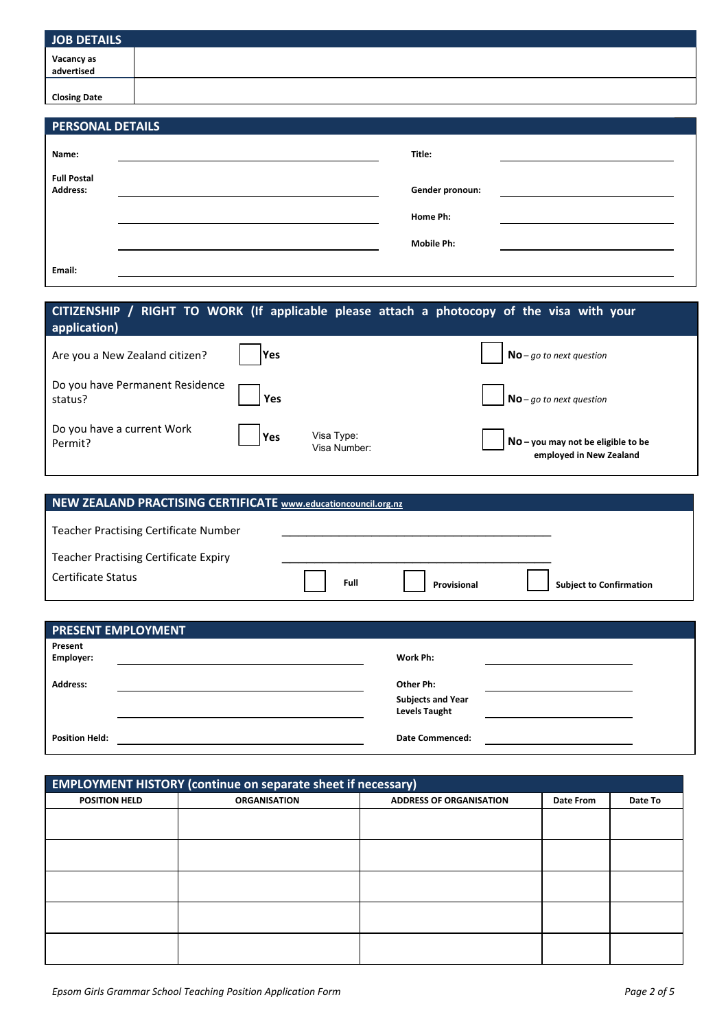## JOB DETAILS

| | |
|---|---|
| **Vacancy as advertised** | |
| **Closing Date** | |

## PERSONAL DETAILS

**Name:** ______________________ **Title:** ______________________

**Full Postal Address:** ______________________ **Gender pronoun:** ______________________

______________________ **Home Ph:** ______________________

______________________ **Mobile Ph:** ______________________

**Email:** ______________________

## CITIZENSHIP / RIGHT TO WORK (If applicable please attach a photocopy of the visa with your application)

| | | | |
|---|---|---|---|
| Are you a New Zealand citizen? | ☐ **Yes** | | ☐ **No** – *go to next question* |
| Do you have Permanent Residence status? | ☐ **Yes** | | ☐ **No** – *go to next question* |
| Do you have a current Work Permit? | ☐ **Yes** | Visa Type:<br>Visa Number: | ☐ **No – you may not be eligible to be employed in New Zealand** |

## NEW ZEALAND PRACTISING CERTIFICATE [www.educationcouncil.org.nz](www.educationcouncil.org.nz)

Teacher Practising Certificate Number ______________________

Teacher Practising Certificate Expiry ______________________

Certificate Status ☐ **Full** ☐ **Provisional** ☐ **Subject to Confirmation**

## PRESENT EMPLOYMENT

**Present Employer:** ______________________ **Work Ph:** ______________________

**Address:** ______________________ **Other Ph:** ______________________

______________________ **Subjects and Year Levels Taught** ______________________

**Position Held:** ______________________ **Date Commenced:** ______________________

## EMPLOYMENT HISTORY (continue on separate sheet if necessary)

| POSITION HELD | ORGANISATION | ADDRESS OF ORGANISATION | Date From | Date To |
|---|---|---|---|---|
| | | | | |
| | | | | |
| | | | | |
| | | | | |
| | | | | |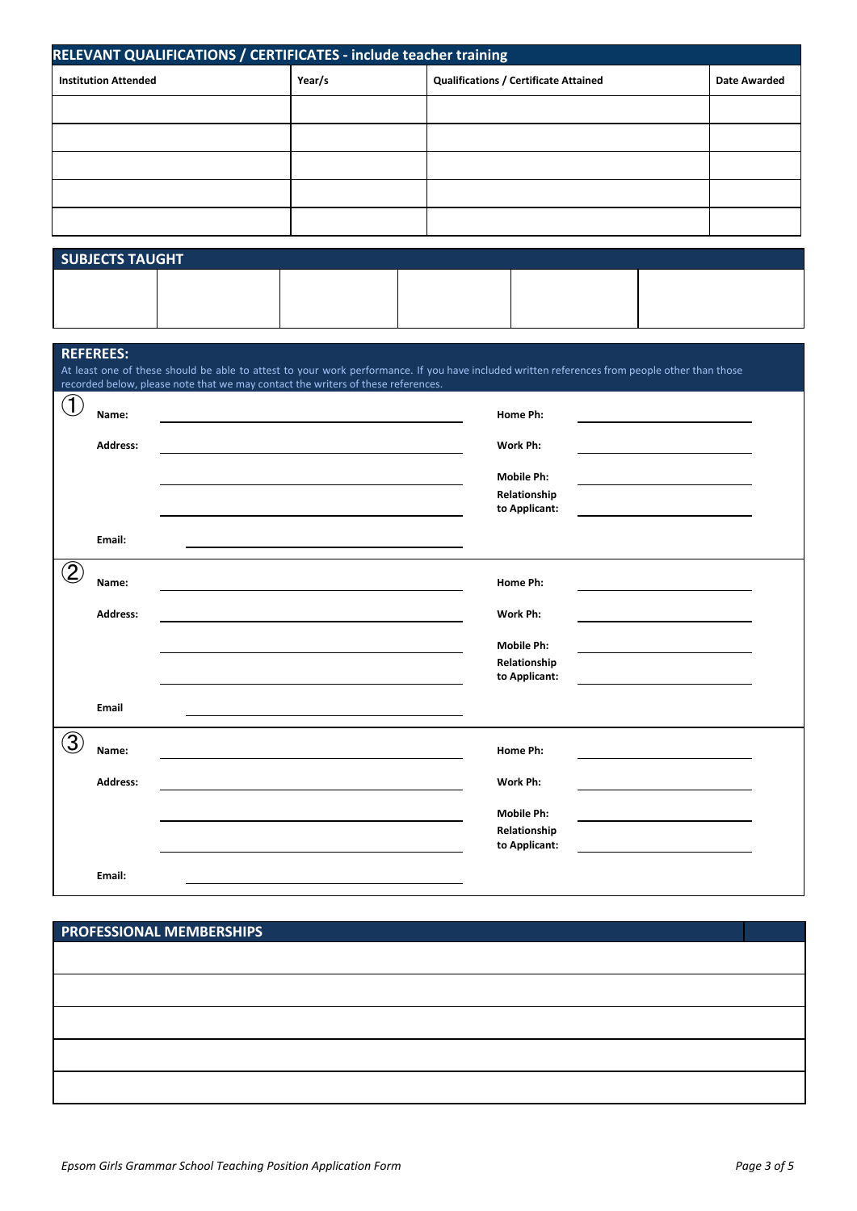## RELEVANT QUALIFICATIONS / CERTIFICATES - include teacher training

| Institution Attended | Year/s | Qualifications / Certificate Attained | Date Awarded |
|---|---|---|---|
| | | | |
| | | | |
| | | | |
| | | | |
| | | | |

## SUBJECTS TAUGHT

| | | | | | |
|---|---|---|---|---|---|
| | | | | | |

## REFEREES:

At least one of these should be able to attest to your work performance. If you have included written references from people other than those recorded below, please note that we may contact the writers of these references.

①

**Name:** ______________________________ **Home Ph:** ____________________

**Address:** ______________________________ **Work Ph:** ____________________

______________________________ **Mobile Ph:** ____________________

______________________________ **Relationship to Applicant:** ____________________

**Email:** ______________________________

②

**Name:** ______________________________ **Home Ph:** ____________________

**Address:** ______________________________ **Work Ph:** ____________________

______________________________ **Mobile Ph:** ____________________

______________________________ **Relationship to Applicant:** ____________________

**Email** ______________________________

③

**Name:** ______________________________ **Home Ph:** ____________________

**Address:** ______________________________ **Work Ph:** ____________________

______________________________ **Mobile Ph:** ____________________

______________________________ **Relationship to Applicant:** ____________________

**Email:** ______________________________

## PROFESSIONAL MEMBERSHIPS

| |
|---|
| |
| |
| |
| |
| |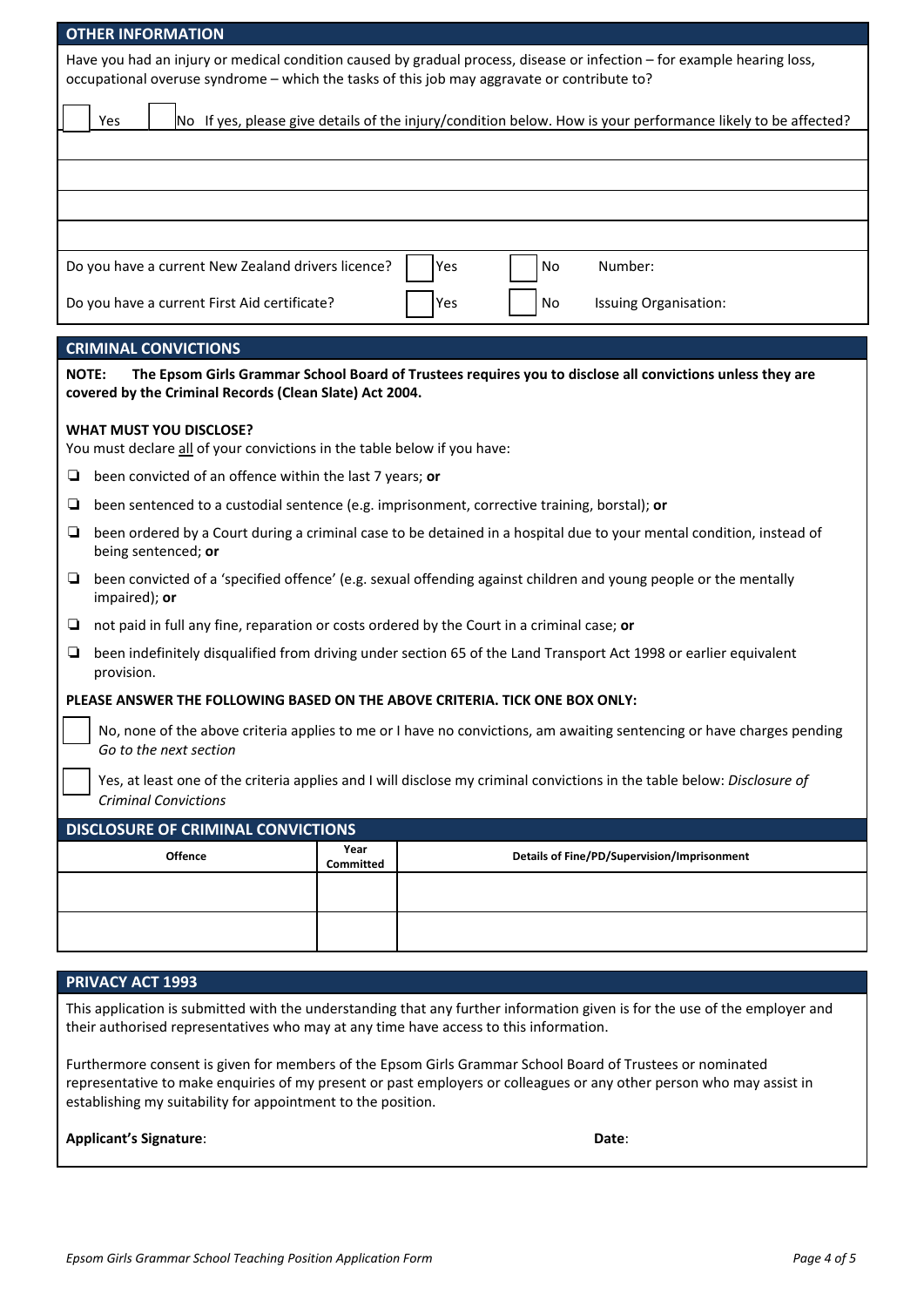## OTHER INFORMATION

Have you had an injury or medical condition caused by gradual process, disease or infection – for example hearing loss, occupational overuse syndrome – which the tasks of this job may aggravate or contribute to?

☐ Yes ☐ No If yes, please give details of the injury/condition below. How is your performance likely to be affected?

Do you have a current New Zealand drivers licence? ☐ Yes ☐ No Number:

Do you have a current First Aid certificate? ☐ Yes ☐ No Issuing Organisation:

## CRIMINAL CONVICTIONS

**NOTE: The Epsom Girls Grammar School Board of Trustees requires you to disclose all convictions unless they are covered by the Criminal Records (Clean Slate) Act 2004.**

**WHAT MUST YOU DISCLOSE?**

You must declare all of your convictions in the table below if you have:

- ☐ been convicted of an offence within the last 7 years; **or**
- ☐ been sentenced to a custodial sentence (e.g. imprisonment, corrective training, borstal); **or**
- ☐ been ordered by a Court during a criminal case to be detained in a hospital due to your mental condition, instead of being sentenced; **or**
- ☐ been convicted of a 'specified offence' (e.g. sexual offending against children and young people or the mentally impaired); **or**
- ☐ not paid in full any fine, reparation or costs ordered by the Court in a criminal case; **or**
- ☐ been indefinitely disqualified from driving under section 65 of the Land Transport Act 1998 or earlier equivalent provision.

**PLEASE ANSWER THE FOLLOWING BASED ON THE ABOVE CRITERIA. TICK ONE BOX ONLY:**

☐ No, none of the above criteria applies to me or I have no convictions, am awaiting sentencing or have charges pending *Go to the next section*

☐ Yes, at least one of the criteria applies and I will disclose my criminal convictions in the table below: *Disclosure of Criminal Convictions*

## DISCLOSURE OF CRIMINAL CONVICTIONS

| Offence | Year Committed | Details of Fine/PD/Supervision/Imprisonment |
|---|---|---|
| | | |
| | | |

## PRIVACY ACT 1993

This application is submitted with the understanding that any further information given is for the use of the employer and their authorised representatives who may at any time have access to this information.

Furthermore consent is given for members of the Epsom Girls Grammar School Board of Trustees or nominated representative to make enquiries of my present or past employers or colleagues or any other person who may assist in establishing my suitability for appointment to the position.

**Applicant's Signature**: **Date**: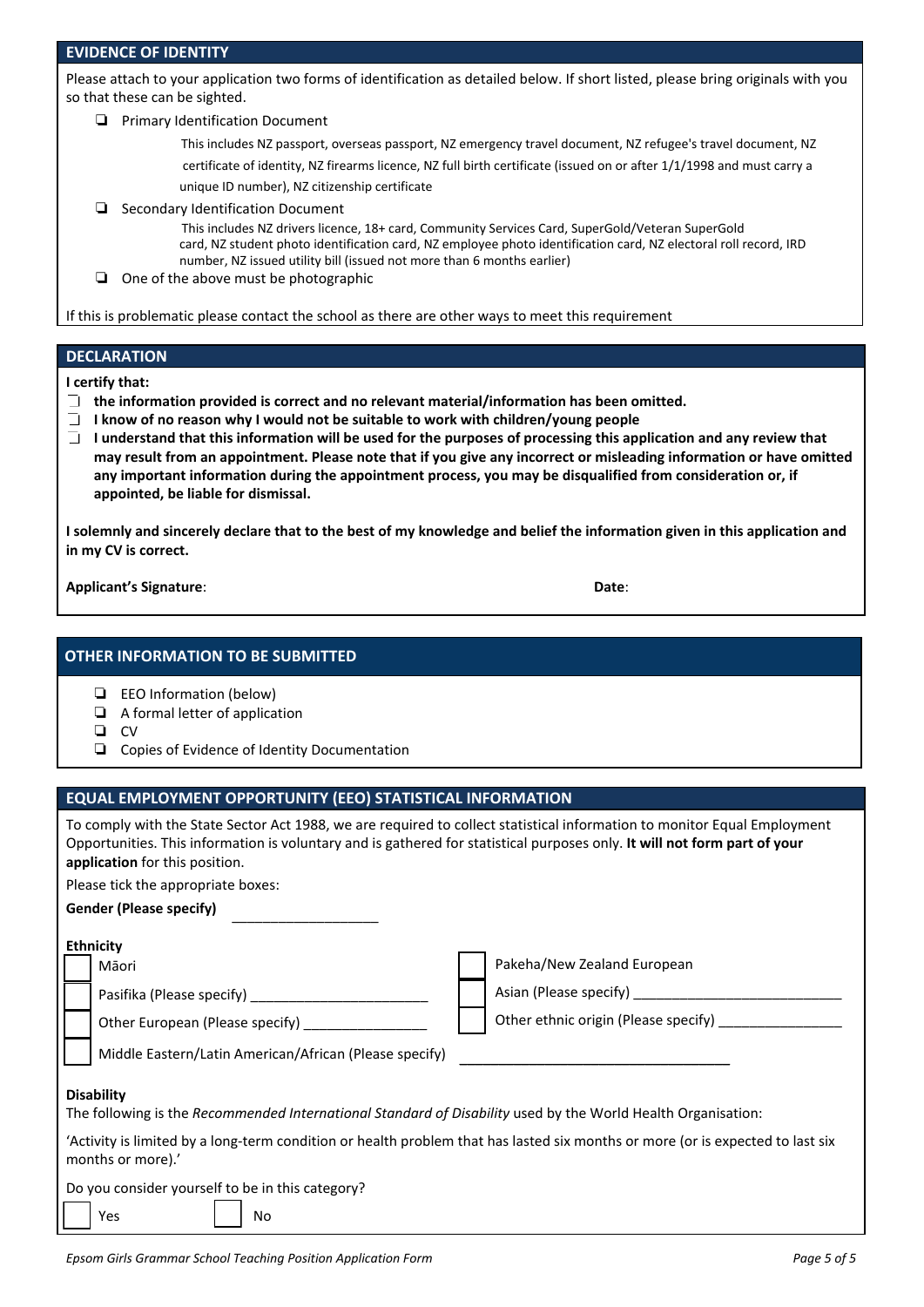## EVIDENCE OF IDENTITY

Please attach to your application two forms of identification as detailed below. If short listed, please bring originals with you so that these can be sighted.

- ❑ Primary Identification Document

  This includes NZ passport, overseas passport, NZ emergency travel document, NZ refugee's travel document, NZ certificate of identity, NZ firearms licence, NZ full birth certificate (issued on or after 1/1/1998 and must carry a unique ID number), NZ citizenship certificate

- ❑ Secondary Identification Document

  This includes NZ drivers licence, 18+ card, Community Services Card, SuperGold/Veteran SuperGold card, NZ student photo identification card, NZ employee photo identification card, NZ electoral roll record, IRD number, NZ issued utility bill (issued not more than 6 months earlier)

- ❑ One of the above must be photographic

If this is problematic please contact the school as there are other ways to meet this requirement

## DECLARATION

**I certify that:**

- ❑ **the information provided is correct and no relevant material/information has been omitted.**
- ❑ **I know of no reason why I would not be suitable to work with children/young people**
- ❑ **I understand that this information will be used for the purposes of processing this application and any review that may result from an appointment. Please note that if you give any incorrect or misleading information or have omitted any important information during the appointment process, you may be disqualified from consideration or, if appointed, be liable for dismissal.**

**I solemnly and sincerely declare that to the best of my knowledge and belief the information given in this application and in my CV is correct.**

**Applicant's Signature**: **Date**:

## OTHER INFORMATION TO BE SUBMITTED

- ❑ EEO Information (below)
- ❑ A formal letter of application
- ❑ CV
- ❑ Copies of Evidence of Identity Documentation

## EQUAL EMPLOYMENT OPPORTUNITY (EEO) STATISTICAL INFORMATION

To comply with the State Sector Act 1988, we are required to collect statistical information to monitor Equal Employment Opportunities. This information is voluntary and is gathered for statistical purposes only. **It will not form part of your application** for this position.

Please tick the appropriate boxes:

**Gender (Please specify)** ____________________

**Ethnicity**

- ☐ Māori
- ☐ Pasifika (Please specify) ________________________
- ☐ Other European (Please specify) ________________
- ☐ Middle Eastern/Latin American/African (Please specify) ____________________________________
- ☐ Pakeha/New Zealand European
- ☐ Asian (Please specify) ___________________________
- ☐ Other ethnic origin (Please specify) ________________

**Disability**

The following is the *Recommended International Standard of Disability* used by the World Health Organisation:

'Activity is limited by a long-term condition or health problem that has lasted six months or more (or is expected to last six months or more).'

Do you consider yourself to be in this category?

☐ Yes ☐ No